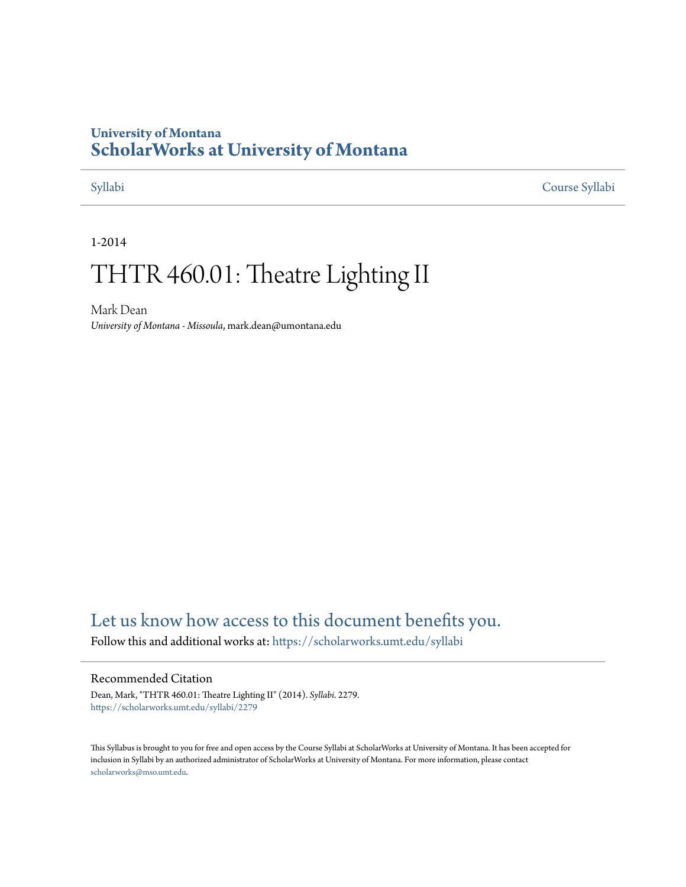University of Montana
# ScholarWorks at University of Montana

Syllabi | Course Syllabi

1-2014

# THTR 460.01: Theatre Lighting II

Mark Dean
*University of Montana - Missoula*, mark.dean@umontana.edu

## Let us know how access to this document benefits you.

Follow this and additional works at: https://scholarworks.umt.edu/syllabi

### Recommended Citation

Dean, Mark, "THTR 460.01: Theatre Lighting II" (2014). *Syllabi*. 2279.
https://scholarworks.umt.edu/syllabi/2279

This Syllabus is brought to you for free and open access by the Course Syllabi at ScholarWorks at University of Montana. It has been accepted for inclusion in Syllabi by an authorized administrator of ScholarWorks at University of Montana. For more information, please contact scholarworks@mso.umt.edu.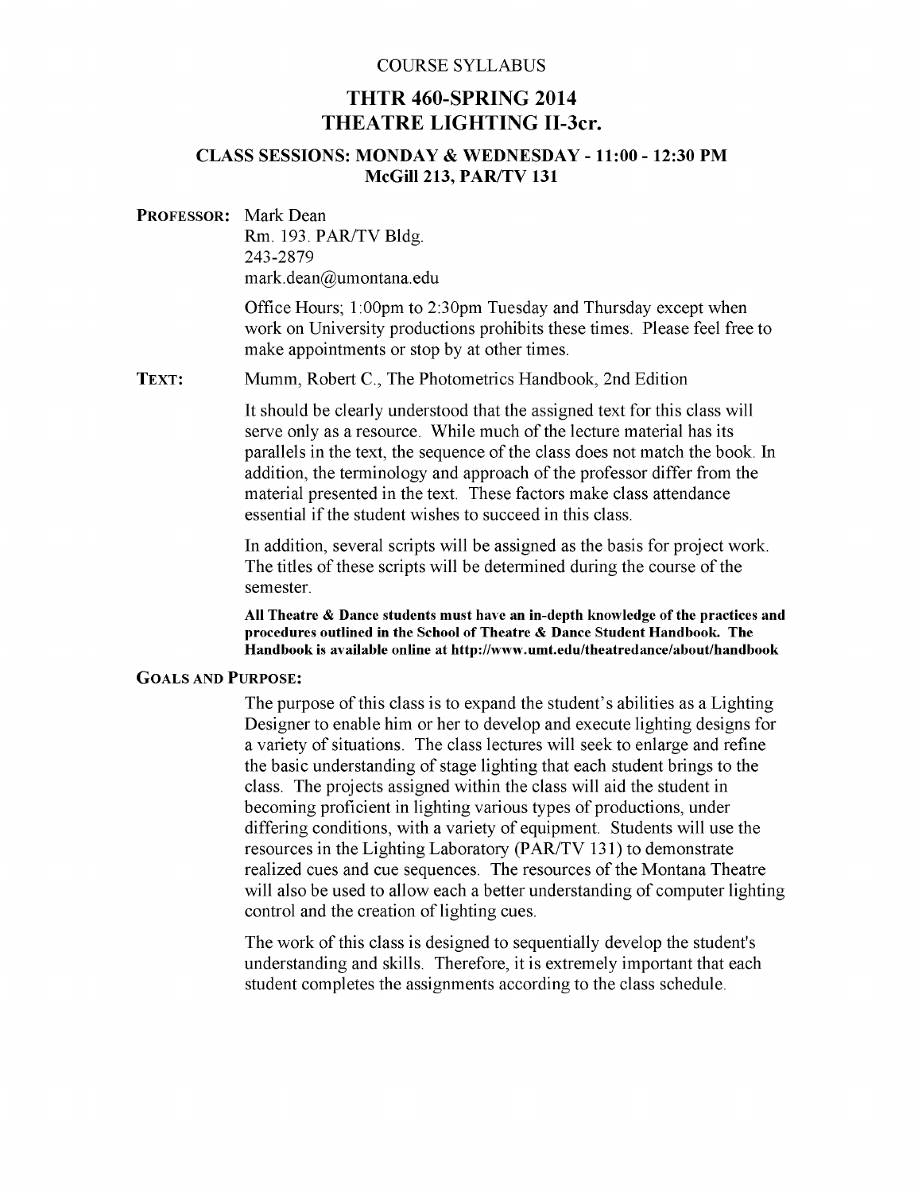COURSE SYLLABUS

# THTR 460-SPRING 2014
# THEATRE LIGHTING II-3cr.

### CLASS SESSIONS: MONDAY & WEDNESDAY - 11:00 - 12:30 PM
### McGill 213, PAR/TV 131

**PROFESSOR:** Mark Dean
Rm. 193. PAR/TV Bldg.
243-2879
mark.dean@umontana.edu

Office Hours; 1:00pm to 2:30pm Tuesday and Thursday except when work on University productions prohibits these times. Please feel free to make appointments or stop by at other times.

**TEXT:** Mumm, Robert C., The Photometrics Handbook, 2nd Edition

It should be clearly understood that the assigned text for this class will serve only as a resource. While much of the lecture material has its parallels in the text, the sequence of the class does not match the book. In addition, the terminology and approach of the professor differ from the material presented in the text. These factors make class attendance essential if the student wishes to succeed in this class.

In addition, several scripts will be assigned as the basis for project work. The titles of these scripts will be determined during the course of the semester.

**All Theatre & Dance students must have an in-depth knowledge of the practices and procedures outlined in the School of Theatre & Dance Student Handbook. The Handbook is available online at http://www.umt.edu/theatredance/about/handbook**

**GOALS AND PURPOSE:**

The purpose of this class is to expand the student's abilities as a Lighting Designer to enable him or her to develop and execute lighting designs for a variety of situations. The class lectures will seek to enlarge and refine the basic understanding of stage lighting that each student brings to the class. The projects assigned within the class will aid the student in becoming proficient in lighting various types of productions, under differing conditions, with a variety of equipment. Students will use the resources in the Lighting Laboratory (PAR/TV 131) to demonstrate realized cues and cue sequences. The resources of the Montana Theatre will also be used to allow each a better understanding of computer lighting control and the creation of lighting cues.

The work of this class is designed to sequentially develop the student's understanding and skills. Therefore, it is extremely important that each student completes the assignments according to the class schedule.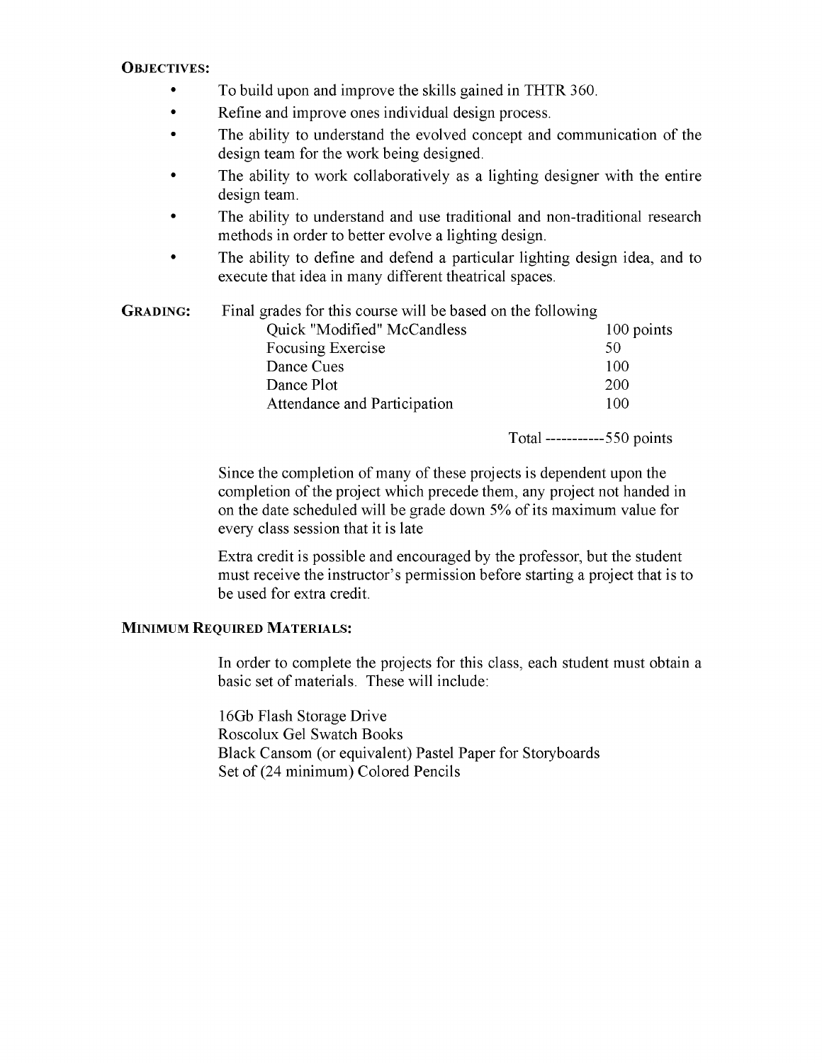**OBJECTIVES:**

- To build upon and improve the skills gained in THTR 360.
- Refine and improve ones individual design process.
- The ability to understand the evolved concept and communication of the design team for the work being designed.
- The ability to work collaboratively as a lighting designer with the entire design team.
- The ability to understand and use traditional and non-traditional research methods in order to better evolve a lighting design.
- The ability to define and defend a particular lighting design idea, and to execute that idea in many different theatrical spaces.

**GRADING:** Final grades for this course will be based on the following

| | |
|---|---|
| Quick "Modified" McCandless | 100 points |
| Focusing Exercise | 50 |
| Dance Cues | 100 |
| Dance Plot | 200 |
| Attendance and Participation | 100 |
| Total ----------- | 550 points |

Since the completion of many of these projects is dependent upon the completion of the project which precede them, any project not handed in on the date scheduled will be grade down 5% of its maximum value for every class session that it is late

Extra credit is possible and encouraged by the professor, but the student must receive the instructor's permission before starting a project that is to be used for extra credit.

**MINIMUM REQUIRED MATERIALS:**

In order to complete the projects for this class, each student must obtain a basic set of materials. These will include:

16Gb Flash Storage Drive
Roscolux Gel Swatch Books
Black Cansom (or equivalent) Pastel Paper for Storyboards
Set of (24 minimum) Colored Pencils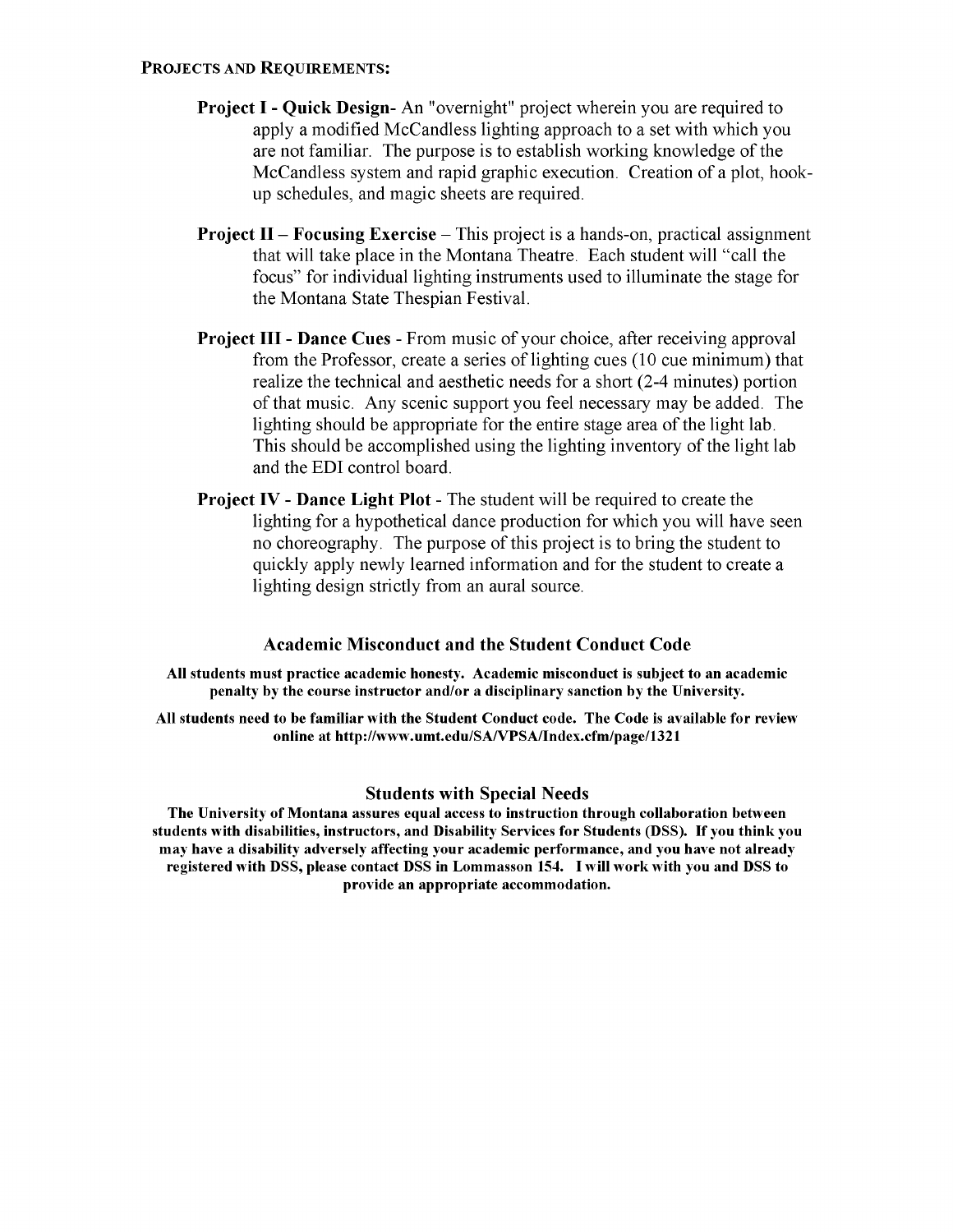**PROJECTS AND REQUIREMENTS:**

**Project I - Quick Design**- An "overnight" project wherein you are required to apply a modified McCandless lighting approach to a set with which you are not familiar. The purpose is to establish working knowledge of the McCandless system and rapid graphic execution. Creation of a plot, hook-up schedules, and magic sheets are required.

**Project II – Focusing Exercise** – This project is a hands-on, practical assignment that will take place in the Montana Theatre. Each student will "call the focus" for individual lighting instruments used to illuminate the stage for the Montana State Thespian Festival.

**Project III - Dance Cues** - From music of your choice, after receiving approval from the Professor, create a series of lighting cues (10 cue minimum) that realize the technical and aesthetic needs for a short (2-4 minutes) portion of that music. Any scenic support you feel necessary may be added. The lighting should be appropriate for the entire stage area of the light lab. This should be accomplished using the lighting inventory of the light lab and the EDI control board.

**Project IV - Dance Light Plot** - The student will be required to create the lighting for a hypothetical dance production for which you will have seen no choreography. The purpose of this project is to bring the student to quickly apply newly learned information and for the student to create a lighting design strictly from an aural source.

## Academic Misconduct and the Student Conduct Code

**All students must practice academic honesty. Academic misconduct is subject to an academic penalty by the course instructor and/or a disciplinary sanction by the University.**

**All students need to be familiar with the Student Conduct code. The Code is available for review online at http://www.umt.edu/SA/VPSA/Index.cfm/page/1321**

## Students with Special Needs

**The University of Montana assures equal access to instruction through collaboration between students with disabilities, instructors, and Disability Services for Students (DSS). If you think you may have a disability adversely affecting your academic performance, and you have not already registered with DSS, please contact DSS in Lommasson 154. I will work with you and DSS to provide an appropriate accommodation.**